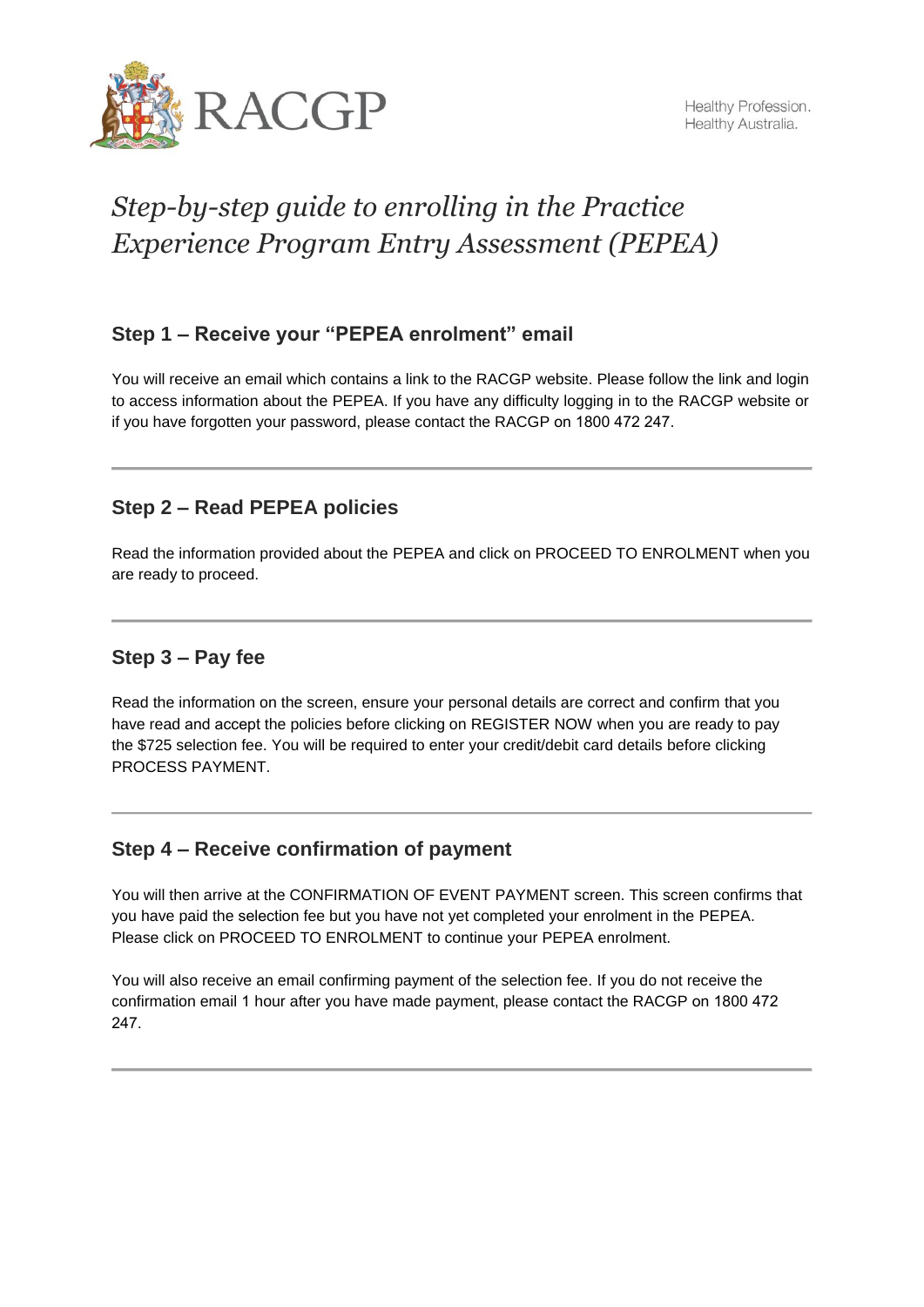RACGP

Healthy Profession.
Healthy Australia.

# *Step-by-step guide to enrolling in the Practice Experience Program Entry Assessment (PEPEA)*

## Step 1 – Receive your "PEPEA enrolment" email

You will receive an email which contains a link to the RACGP website. Please follow the link and login to access information about the PEPEA. If you have any difficulty logging in to the RACGP website or if you have forgotten your password, please contact the RACGP on 1800 472 247.

---

## Step 2 – Read PEPEA policies

Read the information provided about the PEPEA and click on PROCEED TO ENROLMENT when you are ready to proceed.

---

## Step 3 – Pay fee

Read the information on the screen, ensure your personal details are correct and confirm that you have read and accept the policies before clicking on REGISTER NOW when you are ready to pay the $725 selection fee. You will be required to enter your credit/debit card details before clicking PROCESS PAYMENT.

---

## Step 4 – Receive confirmation of payment

You will then arrive at the CONFIRMATION OF EVENT PAYMENT screen. This screen confirms that you have paid the selection fee but you have not yet completed your enrolment in the PEPEA. Please click on PROCEED TO ENROLMENT to continue your PEPEA enrolment.

You will also receive an email confirming payment of the selection fee. If you do not receive the confirmation email 1 hour after you have made payment, please contact the RACGP on 1800 472 247.

---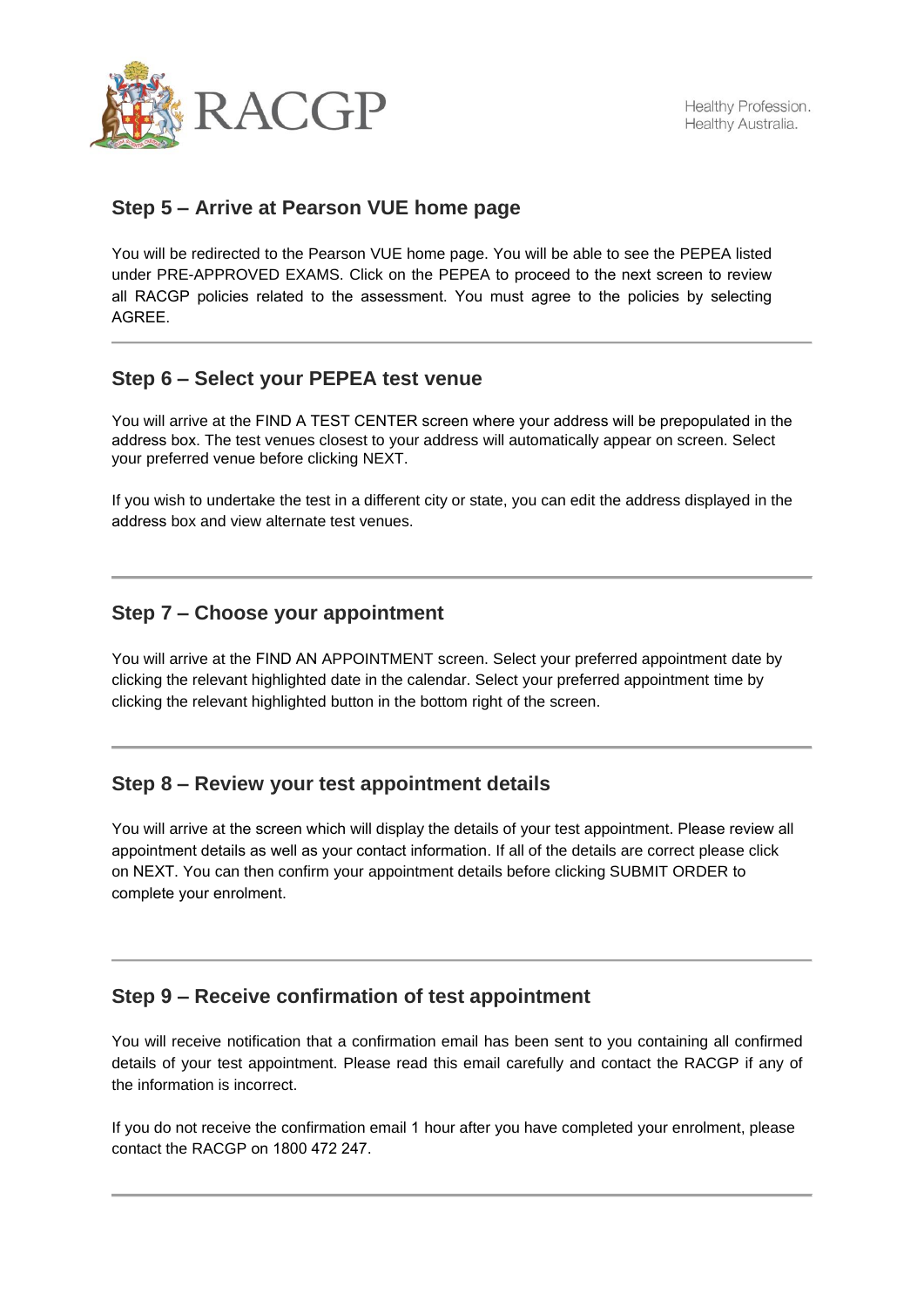## Step 5 – Arrive at Pearson VUE home page

You will be redirected to the Pearson VUE home page. You will be able to see the PEPEA listed under PRE-APPROVED EXAMS. Click on the PEPEA to proceed to the next screen to review all RACGP policies related to the assessment. You must agree to the policies by selecting AGREE.

---

## Step 6 – Select your PEPEA test venue

You will arrive at the FIND A TEST CENTER screen where your address will be prepopulated in the address box. The test venues closest to your address will automatically appear on screen. Select your preferred venue before clicking NEXT.

If you wish to undertake the test in a different city or state, you can edit the address displayed in the address box and view alternate test venues.

---

## Step 7 – Choose your appointment

You will arrive at the FIND AN APPOINTMENT screen. Select your preferred appointment date by clicking the relevant highlighted date in the calendar. Select your preferred appointment time by clicking the relevant highlighted button in the bottom right of the screen.

---

## Step 8 – Review your test appointment details

You will arrive at the screen which will display the details of your test appointment. Please review all appointment details as well as your contact information. If all of the details are correct please click on NEXT. You can then confirm your appointment details before clicking SUBMIT ORDER to complete your enrolment.

---

## Step 9 – Receive confirmation of test appointment

You will receive notification that a confirmation email has been sent to you containing all confirmed details of your test appointment. Please read this email carefully and contact the RACGP if any of the information is incorrect.

If you do not receive the confirmation email 1 hour after you have completed your enrolment, please contact the RACGP on 1800 472 247.

---